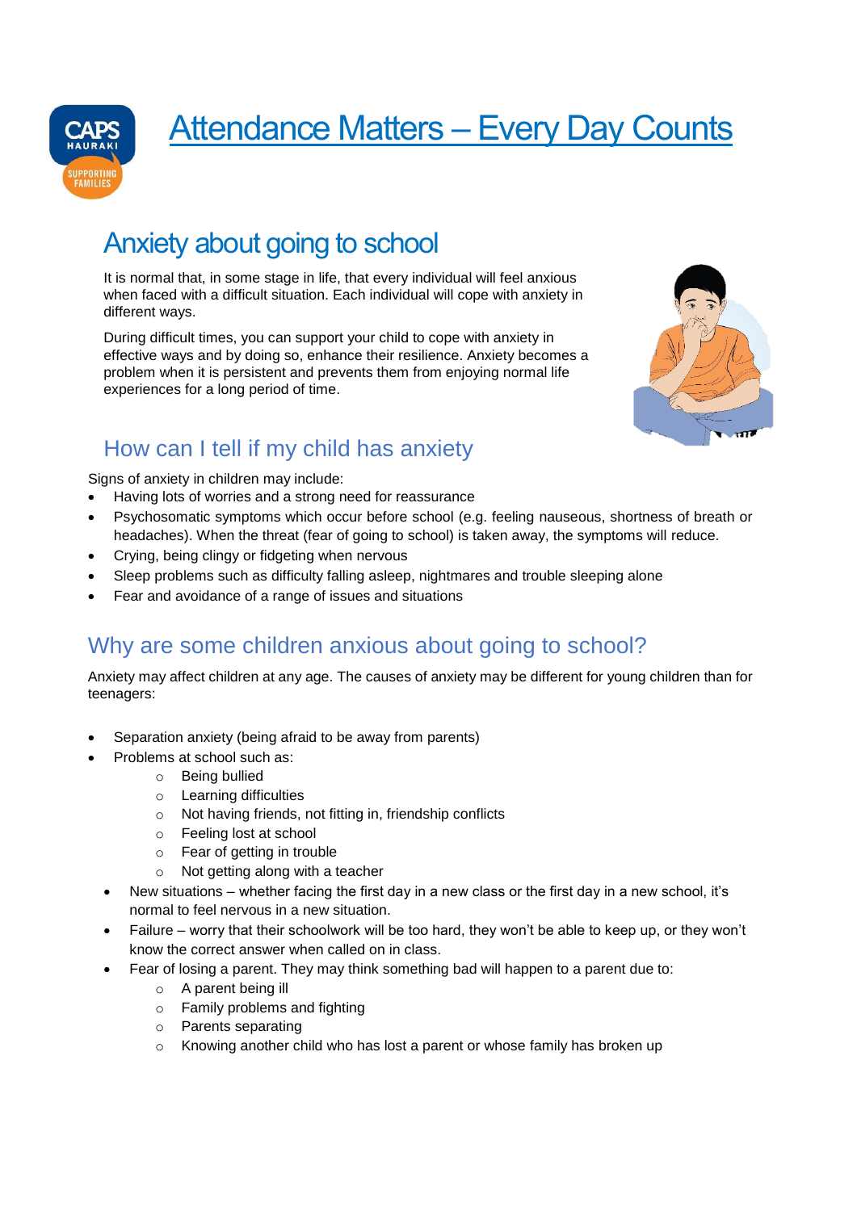# Attendance Matters – Every Day Counts

## Anxiety about going to school

It is normal that, in some stage in life, that every individual will feel anxious when faced with a difficult situation. Each individual will cope with anxiety in different ways.

During difficult times, you can support your child to cope with anxiety in effective ways and by doing so, enhance their resilience. Anxiety becomes a problem when it is persistent and prevents them from enjoying normal life experiences for a long period of time.

### How can I tell if my child has anxiety

Signs of anxiety in children may include:

- Having lots of worries and a strong need for reassurance
- Psychosomatic symptoms which occur before school (e.g. feeling nauseous, shortness of breath or headaches). When the threat (fear of going to school) is taken away, the symptoms will reduce.
- Crying, being clingy or fidgeting when nervous
- Sleep problems such as difficulty falling asleep, nightmares and trouble sleeping alone
- Fear and avoidance of a range of issues and situations

## Why are some children anxious about going to school?

Anxiety may affect children at any age. The causes of anxiety may be different for young children than for teenagers:

- Separation anxiety (being afraid to be away from parents)
- Problems at school such as:
  - Being bullied
  - Learning difficulties
  - Not having friends, not fitting in, friendship conflicts
  - Feeling lost at school
  - Fear of getting in trouble
  - Not getting along with a teacher
- New situations – whether facing the first day in a new class or the first day in a new school, it's normal to feel nervous in a new situation.
- Failure – worry that their schoolwork will be too hard, they won't be able to keep up, or they won't know the correct answer when called on in class.
- Fear of losing a parent. They may think something bad will happen to a parent due to:
  - A parent being ill
  - Family problems and fighting
  - Parents separating
  - Knowing another child who has lost a parent or whose family has broken up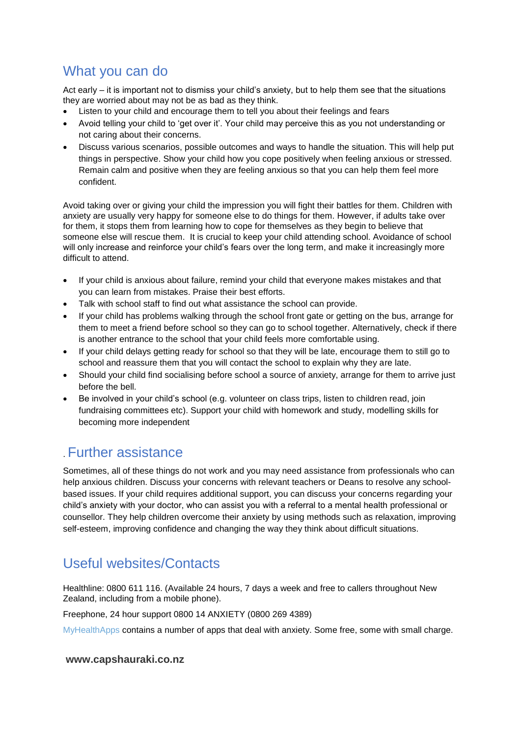## What you can do

Act early – it is important not to dismiss your child's anxiety, but to help them see that the situations they are worried about may not be as bad as they think.

- Listen to your child and encourage them to tell you about their feelings and fears
- Avoid telling your child to 'get over it'. Your child may perceive this as you not understanding or not caring about their concerns.
- Discuss various scenarios, possible outcomes and ways to handle the situation. This will help put things in perspective. Show your child how you cope positively when feeling anxious or stressed. Remain calm and positive when they are feeling anxious so that you can help them feel more confident.

Avoid taking over or giving your child the impression you will fight their battles for them. Children with anxiety are usually very happy for someone else to do things for them. However, if adults take over for them, it stops them from learning how to cope for themselves as they begin to believe that someone else will rescue them. It is crucial to keep your child attending school. Avoidance of school will only increase and reinforce your child's fears over the long term, and make it increasingly more difficult to attend.

- If your child is anxious about failure, remind your child that everyone makes mistakes and that you can learn from mistakes. Praise their best efforts.
- Talk with school staff to find out what assistance the school can provide.
- If your child has problems walking through the school front gate or getting on the bus, arrange for them to meet a friend before school so they can go to school together. Alternatively, check if there is another entrance to the school that your child feels more comfortable using.
- If your child delays getting ready for school so that they will be late, encourage them to still go to school and reassure them that you will contact the school to explain why they are late.
- Should your child find socialising before school a source of anxiety, arrange for them to arrive just before the bell.
- Be involved in your child's school (e.g. volunteer on class trips, listen to children read, join fundraising committees etc). Support your child with homework and study, modelling skills for becoming more independent

## Further assistance

Sometimes, all of these things do not work and you may need assistance from professionals who can help anxious children. Discuss your concerns with relevant teachers or Deans to resolve any school-based issues. If your child requires additional support, you can discuss your concerns regarding your child's anxiety with your doctor, who can assist you with a referral to a mental health professional or counsellor. They help children overcome their anxiety by using methods such as relaxation, improving self-esteem, improving confidence and changing the way they think about difficult situations.

## Useful websites/Contacts

Healthline: 0800 611 116. (Available 24 hours, 7 days a week and free to callers throughout New Zealand, including from a mobile phone).

Freephone, 24 hour support 0800 14 ANXIETY (0800 269 4389)

MyHealthApps contains a number of apps that deal with anxiety. Some free, some with small charge.

**www.capshauraki.co.nz**